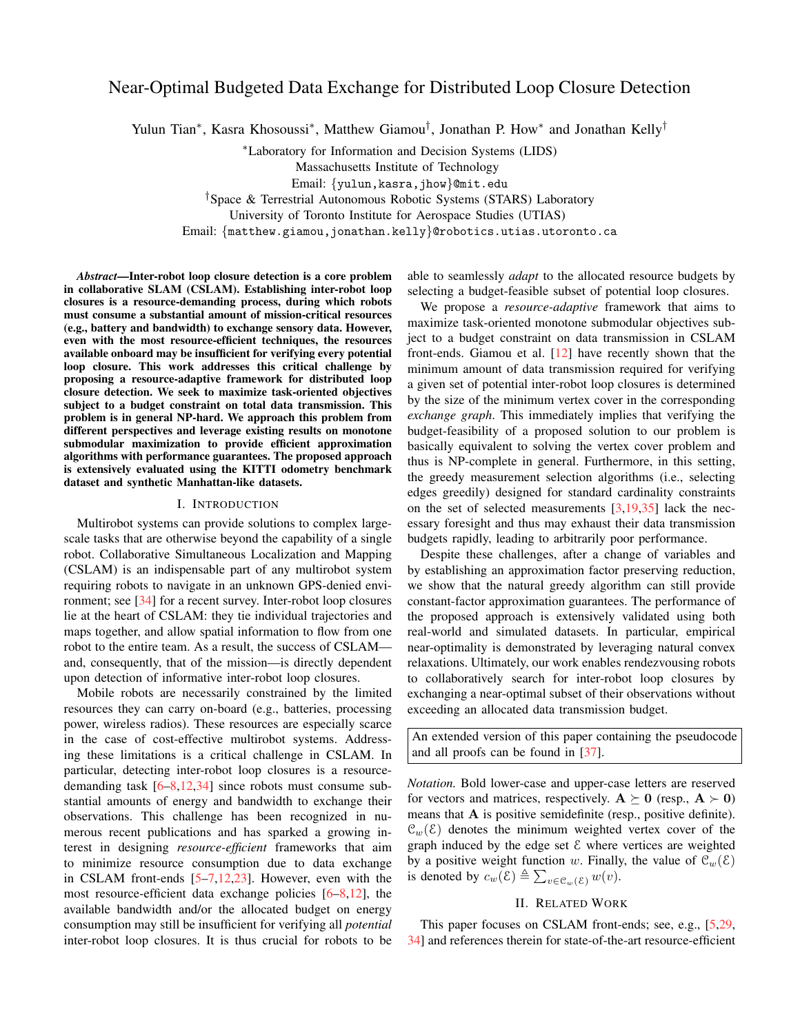# Near-Optimal Budgeted Data Exchange for Distributed Loop Closure Detection

Yulun Tian*, Kasra Khosoussi*, Matthew Giamou†, Jonathan P. How* and Jonathan Kelly†

*Laboratory for Information and Decision Systems (LIDS)
Massachusetts Institute of Technology
Email: {yulun,kasra,jhow}@mit.edu

†Space & Terrestrial Autonomous Robotic Systems (STARS) Laboratory
University of Toronto Institute for Aerospace Studies (UTIAS)
Email: {matthew.giamou,jonathan.kelly}@robotics.utias.utoronto.ca

***Abstract*—Inter-robot loop closure detection is a core problem in collaborative SLAM (CSLAM). Establishing inter-robot loop closures is a resource-demanding process, during which robots must consume a substantial amount of mission-critical resources (e.g., battery and bandwidth) to exchange sensory data. However, even with the most resource-efficient techniques, the resources available onboard may be insufficient for verifying every potential loop closure. This work addresses this critical challenge by proposing a resource-adaptive framework for distributed loop closure detection. We seek to maximize task-oriented objectives subject to a budget constraint on total data transmission. This problem is in general NP-hard. We approach this problem from different perspectives and leverage existing results on monotone submodular maximization to provide efficient approximation algorithms with performance guarantees. The proposed approach is extensively evaluated using the KITTI odometry benchmark dataset and synthetic Manhattan-like datasets.**

## I. Introduction

Multirobot systems can provide solutions to complex large-scale tasks that are otherwise beyond the capability of a single robot. Collaborative Simultaneous Localization and Mapping (CSLAM) is an indispensable part of any multirobot system requiring robots to navigate in an unknown GPS-denied environment; see [34] for a recent survey. Inter-robot loop closures lie at the heart of CSLAM: they tie individual trajectories and maps together, and allow spatial information to flow from one robot to the entire team. As a result, the success of CSLAM—and, consequently, that of the mission—is directly dependent upon detection of informative inter-robot loop closures.

Mobile robots are necessarily constrained by the limited resources they can carry on-board (e.g., batteries, processing power, wireless radios). These resources are especially scarce in the case of cost-effective multirobot systems. Addressing these limitations is a critical challenge in CSLAM. In particular, detecting inter-robot loop closures is a resource-demanding task [6–8,12,34] since robots must consume substantial amounts of energy and bandwidth to exchange their observations. This challenge has been recognized in numerous recent publications and has sparked a growing interest in designing *resource-efficient* frameworks that aim to minimize resource consumption due to data exchange in CSLAM front-ends [5–7,12,23]. However, even with the most resource-efficient data exchange policies [6–8,12], the available bandwidth and/or the allocated budget on energy consumption may still be insufficient for verifying all *potential* inter-robot loop closures. It is thus crucial for robots to be able to seamlessly *adapt* to the allocated resource budgets by selecting a budget-feasible subset of potential loop closures.

We propose a *resource-adaptive* framework that aims to maximize task-oriented monotone submodular objectives subject to a budget constraint on data transmission in CSLAM front-ends. Giamou et al. [12] have recently shown that the minimum amount of data transmission required for verifying a given set of potential inter-robot loop closures is determined by the size of the minimum vertex cover in the corresponding *exchange graph*. This immediately implies that verifying the budget-feasibility of a proposed solution to our problem is basically equivalent to solving the vertex cover problem and thus is NP-complete in general. Furthermore, in this setting, the greedy measurement selection algorithms (i.e., selecting edges greedily) designed for standard cardinality constraints on the set of selected measurements [3,19,35] lack the necessary foresight and thus may exhaust their data transmission budgets rapidly, leading to arbitrarily poor performance.

Despite these challenges, after a change of variables and by establishing an approximation factor preserving reduction, we show that the natural greedy algorithm can still provide constant-factor approximation guarantees. The performance of the proposed approach is extensively validated using both real-world and simulated datasets. In particular, empirical near-optimality is demonstrated by leveraging natural convex relaxations. Ultimately, our work enables rendezvousing robots to collaboratively search for inter-robot loop closures by exchanging a near-optimal subset of their observations without exceeding an allocated data transmission budget.

An extended version of this paper containing the pseudocode and all proofs can be found in [37].

*Notation.* Bold lower-case and upper-case letters are reserved for vectors and matrices, respectively. $\mathbf{A} \succeq \mathbf{0}$ (resp., $\mathbf{A} \succ \mathbf{0}$) means that $\mathbf{A}$ is positive semidefinite (resp., positive definite). $\mathcal{C}_w(\mathcal{E})$ denotes the minimum weighted vertex cover of the graph induced by the edge set $\mathcal{E}$ where vertices are weighted by a positive weight function $w$. Finally, the value of $\mathcal{C}_w(\mathcal{E})$ is denoted by $c_w(\mathcal{E}) \triangleq \sum_{v \in \mathcal{C}_w(\mathcal{E})} w(v)$.

## II. Related Work

This paper focuses on CSLAM front-ends; see, e.g., [5,29,34] and references therein for state-of-the-art resource-efficient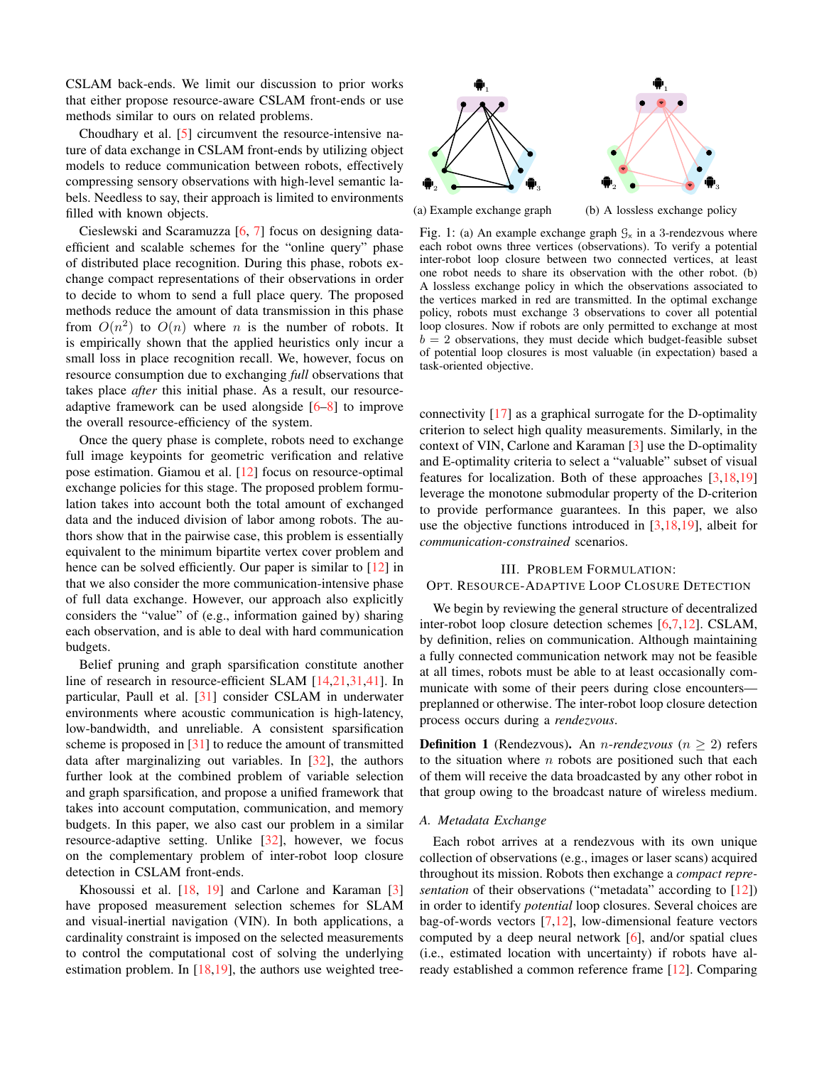CSLAM back-ends. We limit our discussion to prior works that either propose resource-aware CSLAM front-ends or use methods similar to ours on related problems.

Choudhary et al. [5] circumvent the resource-intensive nature of data exchange in CSLAM front-ends by utilizing object models to reduce communication between robots, effectively compressing sensory observations with high-level semantic labels. Needless to say, their approach is limited to environments filled with known objects.

Cieslewski and Scaramuzza [6, 7] focus on designing data-efficient and scalable schemes for the "online query" phase of distributed place recognition. During this phase, robots exchange compact representations of their observations in order to decide to whom to send a full place query. The proposed methods reduce the amount of data transmission in this phase from $O(n^2)$ to $O(n)$ where $n$ is the number of robots. It is empirically shown that the applied heuristics only incur a small loss in place recognition recall. We, however, focus on resource consumption due to exchanging *full* observations that takes place *after* this initial phase. As a result, our resource-adaptive framework can be used alongside [6–8] to improve the overall resource-efficiency of the system.

Once the query phase is complete, robots need to exchange full image keypoints for geometric verification and relative pose estimation. Giamou et al. [12] focus on resource-optimal exchange policies for this stage. The proposed problem formulation takes into account both the total amount of exchanged data and the induced division of labor among robots. The authors show that in the pairwise case, this problem is essentially equivalent to the minimum bipartite vertex cover problem and hence can be solved efficiently. Our paper is similar to [12] in that we also consider the more communication-intensive phase of full data exchange. However, our approach also explicitly considers the "value" of (e.g., information gained by) sharing each observation, and is able to deal with hard communication budgets.

Belief pruning and graph sparsification constitute another line of research in resource-efficient SLAM [14,21,31,41]. In particular, Paull et al. [31] consider CSLAM in underwater environments where acoustic communication is high-latency, low-bandwidth, and unreliable. A consistent sparsification scheme is proposed in [31] to reduce the amount of transmitted data after marginalizing out variables. In [32], the authors further look at the combined problem of variable selection and graph sparsification, and propose a unified framework that takes into account computation, communication, and memory budgets. In this paper, we also cast our problem in a similar resource-adaptive setting. Unlike [32], however, we focus on the complementary problem of inter-robot loop closure detection in CSLAM front-ends.

Khosoussi et al. [18, 19] and Carlone and Karaman [3] have proposed measurement selection schemes for SLAM and visual-inertial navigation (VIN). In both applications, a cardinality constraint is imposed on the selected measurements to control the computational cost of solving the underlying estimation problem. In [18,19], the authors use weighted tree-connectivity [17] as a graphical surrogate for the D-optimality criterion to select high quality measurements. Similarly, in the context of VIN, Carlone and Karaman [3] use the D-optimality and E-optimality criteria to select a "valuable" subset of visual features for localization. Both of these approaches [3,18,19] leverage the monotone submodular property of the D-criterion to provide performance guarantees. In this paper, we also use the objective functions introduced in [3,18,19], albeit for *communication-constrained* scenarios.

(a) Example exchange graph (b) A lossless exchange policy

Fig. 1: (a) An example exchange graph $\mathcal{G}_\times$ in a 3-rendezvous where each robot owns three vertices (observations). To verify a potential inter-robot loop closure between two connected vertices, at least one robot needs to share its observation with the other robot. (b) A lossless exchange policy in which the observations associated to the vertices marked in red are transmitted. In the optimal exchange policy, robots must exchange 3 observations to cover all potential loop closures. Now if robots are only permitted to exchange at most $b = 2$ observations, they must decide which budget-feasible subset of potential loop closures is most valuable (in expectation) based a task-oriented objective.

## III. Problem Formulation: Opt. Resource-Adaptive Loop Closure Detection

We begin by reviewing the general structure of decentralized inter-robot loop closure detection schemes [6,7,12]. CSLAM, by definition, relies on communication. Although maintaining a fully connected communication network may not be feasible at all times, robots must be able to at least occasionally communicate with some of their peers during close encounters—preplanned or otherwise. The inter-robot loop closure detection process occurs during a *rendezvous*.

**Definition 1** (Rendezvous). An $n$-*rendezvous* ($n \geq 2$) refers to the situation where $n$ robots are positioned such that each of them will receive the data broadcasted by any other robot in that group owing to the broadcast nature of wireless medium.

### A. Metadata Exchange

Each robot arrives at a rendezvous with its own unique collection of observations (e.g., images or laser scans) acquired throughout its mission. Robots then exchange a *compact representation* of their observations ("metadata" according to [12]) in order to identify *potential* loop closures. Several choices are bag-of-words vectors [7,12], low-dimensional feature vectors computed by a deep neural network [6], and/or spatial clues (i.e., estimated location with uncertainty) if robots have already established a common reference frame [12]. Comparing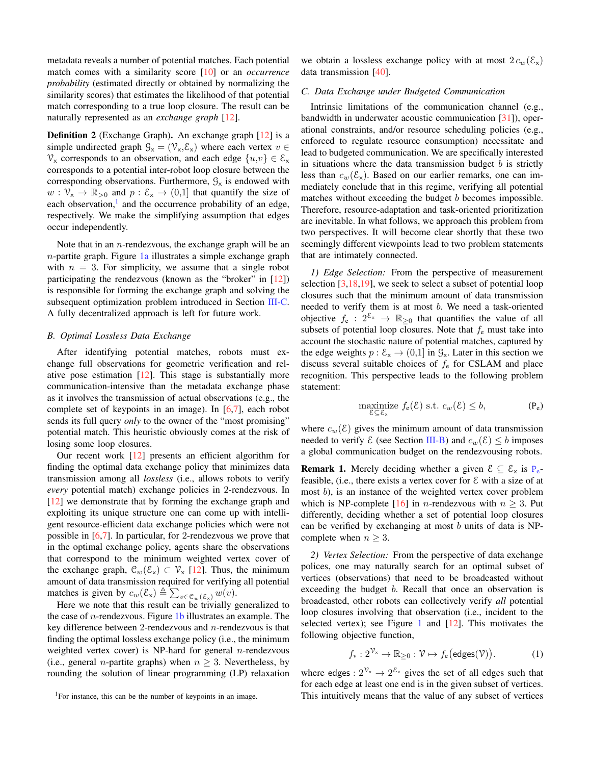metadata reveals a number of potential matches. Each potential match comes with a similarity score [10] or an *occurrence probability* (estimated directly or obtained by normalizing the similarity scores) that estimates the likelihood of that potential match corresponding to a true loop closure. The result can be naturally represented as an *exchange graph* [12].

**Definition 2** (Exchange Graph)**.** An exchange graph [12] is a simple undirected graph $\mathcal{G}_\mathsf{x} = (\mathcal{V}_\mathsf{x},\mathcal{E}_\mathsf{x})$ where each vertex $v \in \mathcal{V}_\mathsf{x}$ corresponds to an observation, and each edge $\{u,v\} \in \mathcal{E}_\mathsf{x}$ corresponds to a potential inter-robot loop closure between the corresponding observations. Furthermore, $\mathcal{G}_\mathsf{x}$ is endowed with $w : \mathcal{V}_\mathsf{x} \to \mathbb{R}_{>0}$ and $p : \mathcal{E}_\mathsf{x} \to (0,1]$ that quantify the size of each observation,[1] and the occurrence probability of an edge, respectively. We make the simplifying assumption that edges occur independently.

Note that in an $n$-rendezvous, the exchange graph will be an $n$-partite graph. Figure 1a illustrates a simple exchange graph with $n = 3$. For simplicity, we assume that a single robot participating the rendezvous (known as the "broker" in [12]) is responsible for forming the exchange graph and solving the subsequent optimization problem introduced in Section III-C. A fully decentralized approach is left for future work.

### B. Optimal Lossless Data Exchange

After identifying potential matches, robots must exchange full observations for geometric verification and relative pose estimation [12]. This stage is substantially more communication-intensive than the metadata exchange phase as it involves the transmission of actual observations (e.g., the complete set of keypoints in an image). In [6,7], each robot sends its full query *only* to the owner of the "most promising" potential match. This heuristic obviously comes at the risk of losing some loop closures.

Our recent work [12] presents an efficient algorithm for finding the optimal data exchange policy that minimizes data transmission among all *lossless* (i.e., allows robots to verify *every* potential match) exchange policies in 2-rendezvous. In [12] we demonstrate that by forming the exchange graph and exploiting its unique structure one can come up with intelligent resource-efficient data exchange policies which were not possible in [6,7]. In particular, for 2-rendezvous we prove that in the optimal exchange policy, agents share the observations that correspond to the minimum weighted vertex cover of the exchange graph, $\mathcal{C}_w(\mathcal{E}_\mathsf{x}) \subset \mathcal{V}_\mathsf{x}$ [12]. Thus, the minimum amount of data transmission required for verifying all potential matches is given by $c_w(\mathcal{E}_\mathsf{x}) \triangleq \sum_{v\in\mathcal{C}_w(\mathcal{E}_\mathsf{x})} w(v)$.

Here we note that this result can be trivially generalized to the case of $n$-rendezvous. Figure 1b illustrates an example. The key difference between 2-rendezvous and $n$-rendezvous is that finding the optimal lossless exchange policy (i.e., the minimum weighted vertex cover) is NP-hard for general $n$-rendezvous (i.e., general $n$-partite graphs) when $n \geq 3$. Nevertheless, by rounding the solution of linear programming (LP) relaxation we obtain a lossless exchange policy with at most $2\,c_w(\mathcal{E}_\mathsf{x})$ data transmission [40].

[1] For instance, this can be the number of keypoints in an image.

### C. Data Exchange under Budgeted Communication

Intrinsic limitations of the communication channel (e.g., bandwidth in underwater acoustic communication [31]), operational constraints, and/or resource scheduling policies (e.g., enforced to regulate resource consumption) necessitate and lead to budgeted communication. We are specifically interested in situations where the data transmission budget $b$ is strictly less than $c_w(\mathcal{E}_\mathsf{x})$. Based on our earlier remarks, one can immediately conclude that in this regime, verifying all potential matches without exceeding the budget $b$ becomes impossible. Therefore, resource-adaptation and task-oriented prioritization are inevitable. In what follows, we approach this problem from two perspectives. It will become clear shortly that these two seemingly different viewpoints lead to two problem statements that are intimately connected.

*1) Edge Selection:* From the perspective of measurement selection [3,18,19], we seek to select a subset of potential loop closures such that the minimum amount of data transmission needed to verify them is at most $b$. We need a task-oriented objective $f_\mathsf{e} : 2^{\mathcal{E}_\mathsf{x}} \to \mathbb{R}_{\geq 0}$ that quantifies the value of all subsets of potential loop closures. Note that $f_\mathsf{e}$ must take into account the stochastic nature of potential matches, captured by the edge weights $p : \mathcal{E}_\mathsf{x} \to (0,1]$ in $\mathcal{G}_\mathsf{x}$. Later in this section we discuss several suitable choices of $f_\mathsf{e}$ for CSLAM and place recognition. This perspective leads to the following problem statement:

$$\underset{\mathcal{E}\subseteq\mathcal{E}_\mathsf{x}}{\text{maximize}}\ f_\mathsf{e}(\mathcal{E}) \text{ s.t. } c_w(\mathcal{E}) \leq b, \tag{$\mathsf{P_e}$}$$

where $c_w(\mathcal{E})$ gives the minimum amount of data transmission needed to verify $\mathcal{E}$ (see Section III-B) and $c_w(\mathcal{E}) \leq b$ imposes a global communication budget on the rendezvousing robots.

**Remark 1.** Merely deciding whether a given $\mathcal{E} \subseteq \mathcal{E}_\mathsf{x}$ is $\mathsf{P_e}$-feasible, (i.e., there exists a vertex cover for $\mathcal{E}$ with a size of at most $b$), is an instance of the weighted vertex cover problem which is NP-complete [16] in $n$-rendezvous with $n \geq 3$. Put differently, deciding whether a set of potential loop closures can be verified by exchanging at most $b$ units of data is NP-complete when $n \geq 3$.

*2) Vertex Selection:* From the perspective of data exchange polices, one may naturally search for an optimal subset of vertices (observations) that need to be broadcasted without exceeding the budget $b$. Recall that once an observation is broadcasted, other robots can collectively verify *all* potential loop closures involving that observation (i.e., incident to the selected vertex); see Figure 1 and [12]. This motivates the following objective function,

$$f_\mathsf{v} : 2^{\mathcal{V}_\mathsf{x}} \to \mathbb{R}_{\geq 0} : \mathcal{V} \mapsto f_\mathsf{e}\big(\mathsf{edges}(\mathcal{V})\big). \tag{1}$$

where $\mathsf{edges} : 2^{\mathcal{V}_\mathsf{x}} \to 2^{\mathcal{E}_\mathsf{x}}$ gives the set of all edges such that for each edge at least one end is in the given subset of vertices. This intuitively means that the value of any subset of vertices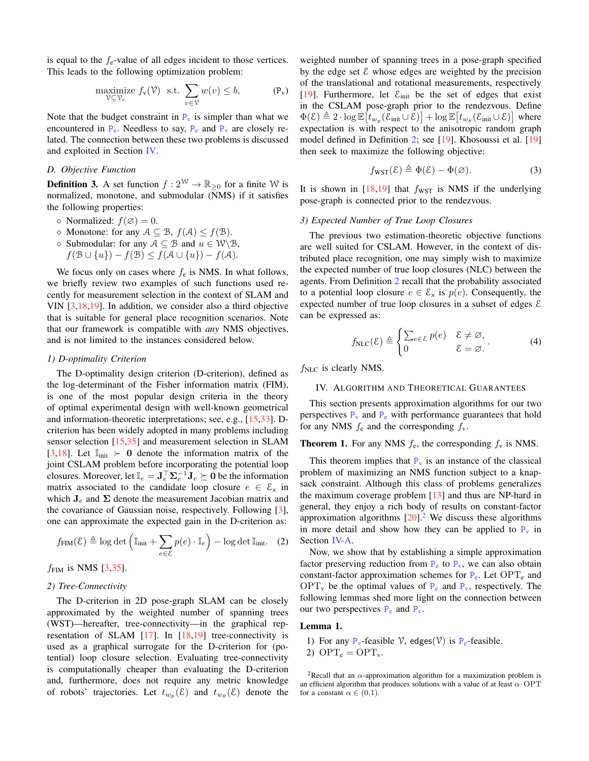is equal to the $f_e$-value of all edges incident to those vertices. This leads to the following optimization problem:

$$\underset{\mathcal{V} \subseteq \mathcal{V}_\times}{\text{maximize}} \; f_v(\mathcal{V}) \;\; \text{s.t.} \;\; \sum_{v \in \mathcal{V}} w(v) \le b, \tag{$\mathsf{P_v}$}$$

Note that the budget constraint in $\mathsf{P_v}$ is simpler than what we encountered in $\mathsf{P_e}$. Needless to say, $\mathsf{P_e}$ and $\mathsf{P_v}$ are closely related. The connection between these two problems is discussed and exploited in Section IV.

### D. Objective Function

**Definition 3.** A set function $f : 2^{\mathcal{W}} \to \mathbb{R}_{\ge 0}$ for a finite $\mathcal{W}$ is normalized, monotone, and submodular (NMS) if it satisfies the following properties:

- Normalized: $f(\varnothing) = 0$.
- Monotone: for any $\mathcal{A} \subseteq \mathcal{B}$, $f(\mathcal{A}) \le f(\mathcal{B})$.
- Submodular: for any $\mathcal{A} \subseteq \mathcal{B}$ and $u \in \mathcal{W} \backslash \mathcal{B}$, $f(\mathcal{B} \cup \{u\}) - f(\mathcal{B}) \le f(\mathcal{A} \cup \{u\}) - f(\mathcal{A})$.

We focus only on cases where $f_e$ is NMS. In what follows, we briefly review two examples of such functions used recently for measurement selection in the context of SLAM and VIN [3,18,19]. In addition, we consider also a third objective that is suitable for general place recognition scenarios. Note that our framework is compatible with *any* NMS objectives, and is not limited to the instances considered below.

#### 1) D-optimality Criterion

The D-optimality design criterion (D-criterion), defined as the log-determinant of the Fisher information matrix (FIM), is one of the most popular design criteria in the theory of optimal experimental design with well-known geometrical and information-theoretic interpretations; see, e.g., [15,33]. D-criterion has been widely adopted in many problems including sensor selection [15,35] and measurement selection in SLAM [3,18]. Let $\mathbb{I}_{\text{init}} \succ \mathbf{0}$ denote the information matrix of the joint CSLAM problem before incorporating the potential loop closures. Moreover, let $\mathbb{I}_e = \mathbf{J}_e^\top \boldsymbol{\Sigma}_e^{-1} \mathbf{J}_e \succeq \mathbf{0}$ be the information matrix associated to the candidate loop closure $e \in \mathcal{E}_\times$ in which $\mathbf{J}_e$ and $\boldsymbol{\Sigma}$ denote the measurement Jacobian matrix and the covariance of Gaussian noise, respectively. Following [3], one can approximate the expected gain in the D-criterion as:

$$f_{\text{FIM}}(\mathcal{E}) \triangleq \log\det\Big(\mathbb{I}_{\text{init}} + \sum_{e \in \mathcal{E}} p(e) \cdot \mathbb{I}_e\Big) - \log\det \mathbb{I}_{\text{init}}. \tag{2}$$

$f_{\text{FIM}}$ is NMS [3,35].

#### 2) Tree-Connectivity

The D-criterion in 2D pose-graph SLAM can be closely approximated by the weighted number of spanning trees (WST)—hereafter, tree-connectivity—in the graphical representation of SLAM [17]. In [18,19] tree-connectivity is used as a graphical surrogate for the D-criterion for (potential) loop closure selection. Evaluating tree-connectivity is computationally cheaper than evaluating the D-criterion and, furthermore, does not require any metric knowledge of robots' trajectories. Let $t_{w_p}(\mathcal{E})$ and $t_{w_\theta}(\mathcal{E})$ denote the weighted number of spanning trees in a pose-graph specified by the edge set $\mathcal{E}$ whose edges are weighted by the precision of the translational and rotational measurements, respectively [19]. Furthermore, let $\mathcal{E}_{\text{init}}$ be the set of edges that exist in the CSLAM pose-graph prior to the rendezvous. Define $\Phi(\mathcal{E}) \triangleq 2 \cdot \log \mathbb{E}\big[t_{w_p}(\mathcal{E}_{\text{init}} \cup \mathcal{E})\big] + \log \mathbb{E}\big[t_{w_\theta}(\mathcal{E}_{\text{init}} \cup \mathcal{E})\big]$ where expectation is with respect to the anisotropic random graph model defined in Definition 2; see [19]. Khosoussi et al. [19] then seek to maximize the following objective:

$$f_{\text{WST}}(\mathcal{E}) \triangleq \Phi(\mathcal{E}) - \Phi(\varnothing). \tag{3}$$

It is shown in [18,19] that $f_{\text{WST}}$ is NMS if the underlying pose-graph is connected prior to the rendezvous.

#### 3) Expected Number of True Loop Closures

The previous two estimation-theoretic objective functions are well suited for CSLAM. However, in the context of distributed place recognition, one may simply wish to maximize the expected number of true loop closures (NLC) between the agents. From Definition 2 recall that the probability associated to a potential loop closure $e \in \mathcal{E}_\times$ is $p(e)$. Consequently, the expected number of true loop closures in a subset of edges $\mathcal{E}$ can be expressed as:

$$f_{\text{NLC}}(\mathcal{E}) \triangleq \begin{cases} \sum_{e \in \mathcal{E}} p(e) & \mathcal{E} \neq \varnothing, \\ 0 & \mathcal{E} = \varnothing. \end{cases} \tag{4}$$

$f_{\text{NLC}}$ is clearly NMS.

## IV. Algorithm and Theoretical Guarantees

This section presents approximation algorithms for our two perspectives $\mathsf{P_v}$ and $\mathsf{P_e}$ with performance guarantees that hold for any NMS $f_e$ and the corresponding $f_v$.

**Theorem 1.** For any NMS $f_e$, the corresponding $f_v$ is NMS.

This theorem implies that $\mathsf{P_v}$ is an instance of the classical problem of maximizing an NMS function subject to a knapsack constraint. Although this class of problems generalizes the maximum coverage problem [13] and thus are NP-hard in general, they enjoy a rich body of results on constant-factor approximation algorithms [20].[2] We discuss these algorithms in more detail and show how they can be applied to $\mathsf{P_v}$ in Section IV-A.

Now, we show that by establishing a simple approximation factor preserving reduction from $\mathsf{P_e}$ to $\mathsf{P_v}$, we can also obtain constant-factor approximation schemes for $\mathsf{P_e}$. Let $\text{OPT}_e$ and $\text{OPT}_v$ be the optimal values of $\mathsf{P_e}$ and $\mathsf{P_v}$, respectively. The following lemmas shed more light on the connection between our two perspectives $\mathsf{P_e}$ and $\mathsf{P_v}$.

**Lemma 1.**

1) For any $\mathsf{P_v}$-feasible $\mathcal{V}$, edges($\mathcal{V}$) is $\mathsf{P_e}$-feasible.
2) $\text{OPT}_e = \text{OPT}_v$.

[2] Recall that an $\alpha$-approximation algorithm for a maximization problem is an efficient algorithm that produces solutions with a value of at least $\alpha \cdot \text{OPT}$ for a constant $\alpha \in (0,1)$.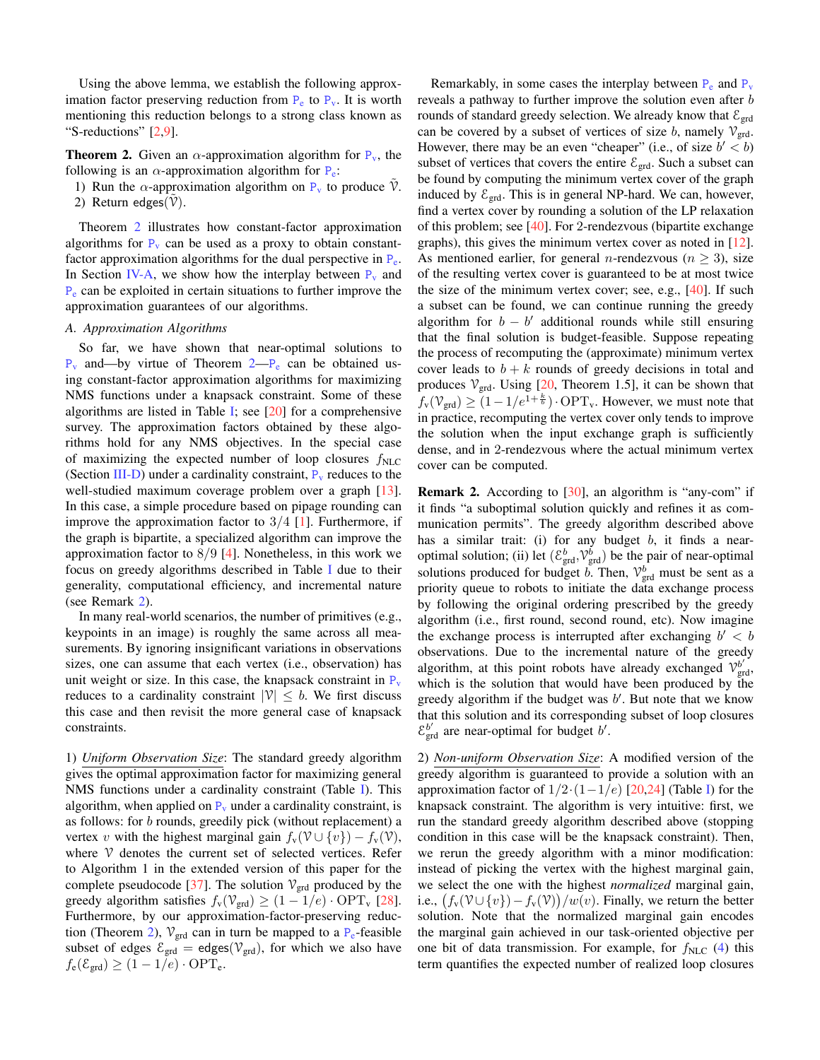Using the above lemma, we establish the following approximation factor preserving reduction from $\mathsf{P}_\mathrm{e}$ to $\mathsf{P}_\mathrm{v}$. It is worth mentioning this reduction belongs to a strong class known as "S-reductions" [2,9].

**Theorem 2.** *Given an $\alpha$-approximation algorithm for $\mathsf{P}_\mathrm{v}$, the following is an $\alpha$-approximation algorithm for $\mathsf{P}_\mathrm{e}$:*

1) *Run the $\alpha$-approximation algorithm on $\mathsf{P}_\mathrm{v}$ to produce $\tilde{\mathcal{V}}$.*
2) *Return $\mathsf{edges}(\tilde{\mathcal{V}})$.*

Theorem 2 illustrates how constant-factor approximation algorithms for $\mathsf{P}_\mathrm{v}$ can be used as a proxy to obtain constant-factor approximation algorithms for the dual perspective in $\mathsf{P}_\mathrm{e}$. In Section IV-A, we show how the interplay between $\mathsf{P}_\mathrm{v}$ and $\mathsf{P}_\mathrm{e}$ can be exploited in certain situations to further improve the approximation guarantees of our algorithms.

### A. Approximation Algorithms

So far, we have shown that near-optimal solutions to $\mathsf{P}_\mathrm{v}$ and—by virtue of Theorem 2—$\mathsf{P}_\mathrm{e}$ can be obtained using constant-factor approximation algorithms for maximizing NMS functions under a knapsack constraint. Some of these algorithms are listed in Table I; see [20] for a comprehensive survey. The approximation factors obtained by these algorithms hold for any NMS objectives. In the special case of maximizing the expected number of loop closures $f_{\mathrm{NLC}}$ (Section III-D) under a cardinality constraint, $\mathsf{P}_\mathrm{v}$ reduces to the well-studied maximum coverage problem over a graph [13]. In this case, a simple procedure based on pipage rounding can improve the approximation factor to $3/4$ [1]. Furthermore, if the graph is bipartite, a specialized algorithm can improve the approximation factor to $8/9$ [4]. Nonetheless, in this work we focus on greedy algorithms described in Table I due to their generality, computational efficiency, and incremental nature (see Remark 2).

In many real-world scenarios, the number of primitives (e.g., keypoints in an image) is roughly the same across all measurements. By ignoring insignificant variations in observations sizes, one can assume that each vertex (i.e., observation) has unit weight or size. In this case, the knapsack constraint in $\mathsf{P}_\mathrm{v}$ reduces to a cardinality constraint $|\mathcal{V}| \leq b$. We first discuss this case and then revisit the more general case of knapsack constraints.

1) *Uniform Observation Size*: The standard greedy algorithm gives the optimal approximation factor for maximizing general NMS functions under a cardinality constraint (Table I). This algorithm, when applied on $\mathsf{P}_\mathrm{v}$ under a cardinality constraint, is as follows: for $b$ rounds, greedily pick (without replacement) a vertex $v$ with the highest marginal gain $f_\mathrm{v}(\mathcal{V} \cup \{v\}) - f_\mathrm{v}(\mathcal{V})$, where $\mathcal{V}$ denotes the current set of selected vertices. Refer to Algorithm 1 in the extended version of this paper for the complete pseudocode [37]. The solution $\mathcal{V}_{\mathrm{grd}}$ produced by the greedy algorithm satisfies $f_\mathrm{v}(\mathcal{V}_{\mathrm{grd}}) \geq (1 - 1/e) \cdot \mathrm{OPT}_\mathrm{v}$ [28]. Furthermore, by our approximation-factor-preserving reduction (Theorem 2), $\mathcal{V}_{\mathrm{grd}}$ can in turn be mapped to a $\mathsf{P}_\mathrm{e}$-feasible subset of edges $\mathcal{E}_{\mathrm{grd}} = \mathsf{edges}(\mathcal{V}_{\mathrm{grd}})$, for which we also have $f_\mathrm{e}(\mathcal{E}_{\mathrm{grd}}) \geq (1 - 1/e) \cdot \mathrm{OPT}_\mathrm{e}$.

Remarkably, in some cases the interplay between $\mathsf{P}_\mathrm{e}$ and $\mathsf{P}_\mathrm{v}$ reveals a pathway to further improve the solution even after $b$ rounds of standard greedy selection. We already know that $\mathcal{E}_{\mathrm{grd}}$ can be covered by a subset of vertices of size $b$, namely $\mathcal{V}_{\mathrm{grd}}$. However, there may be an even "cheaper" (i.e., of size $b' < b$) subset of vertices that covers the entire $\mathcal{E}_{\mathrm{grd}}$. Such a subset can be found by computing the minimum vertex cover of the graph induced by $\mathcal{E}_{\mathrm{grd}}$. This is in general NP-hard. We can, however, find a vertex cover by rounding a solution of the LP relaxation of this problem; see [40]. For 2-rendezvous (bipartite exchange graphs), this gives the minimum vertex cover as noted in [12]. As mentioned earlier, for general $n$-rendezvous ($n \geq 3$), size of the resulting vertex cover is guaranteed to be at most twice the size of the minimum vertex cover; see, e.g., [40]. If such a subset can be found, we can continue running the greedy algorithm for $b - b'$ additional rounds while still ensuring that the final solution is budget-feasible. Suppose repeating the process of recomputing the (approximate) minimum vertex cover leads to $b + k$ rounds of greedy decisions in total and produces $\mathcal{V}_{\mathrm{grd}}$. Using [20, Theorem 1.5], it can be shown that $f_\mathrm{v}(\mathcal{V}_{\mathrm{grd}}) \geq (1 - 1/e^{1+\frac{k}{b}}) \cdot \mathrm{OPT}_\mathrm{v}$. However, we must note that in practice, recomputing the vertex cover only tends to improve the solution when the input exchange graph is sufficiently dense, and in 2-rendezvous where the actual minimum vertex cover can be computed.

**Remark 2.** According to [30], an algorithm is "any-com" if it finds "a suboptimal solution quickly and refines it as communication permits". The greedy algorithm described above has a similar trait: (i) for any budget $b$, it finds a near-optimal solution; (ii) let $(\mathcal{E}^b_{\mathrm{grd}}, \mathcal{V}^b_{\mathrm{grd}})$ be the pair of near-optimal solutions produced for budget $b$. Then, $\mathcal{V}^b_{\mathrm{grd}}$ must be sent as a priority queue to robots to initiate the data exchange process by following the original ordering prescribed by the greedy algorithm (i.e., first round, second round, etc). Now imagine the exchange process is interrupted after exchanging $b' < b$ observations. Due to the incremental nature of the greedy algorithm, at this point robots have already exchanged $\mathcal{V}^{b'}_{\mathrm{grd}}$, which is the solution that would have been produced by the greedy algorithm if the budget was $b'$. But note that we know that this solution and its corresponding subset of loop closures $\mathcal{E}^{b'}_{\mathrm{grd}}$ are near-optimal for budget $b'$.

2) *Non-uniform Observation Size*: A modified version of the greedy algorithm is guaranteed to provide a solution with an approximation factor of $1/2 \cdot (1 - 1/e)$ [20,24] (Table I) for the knapsack constraint. The algorithm is very intuitive: first, we run the standard greedy algorithm described above (stopping condition in this case will be the knapsack constraint). Then, we rerun the greedy algorithm with a minor modification: instead of picking the vertex with the highest marginal gain, we select the one with the highest *normalized* marginal gain, i.e., $\big(f_\mathrm{v}(\mathcal{V} \cup \{v\}) - f_\mathrm{v}(\mathcal{V})\big)/w(v)$. Finally, we return the better solution. Note that the normalized marginal gain encodes the marginal gain achieved in our task-oriented objective per one bit of data transmission. For example, for $f_{\mathrm{NLC}}$ (4) this term quantifies the expected number of realized loop closures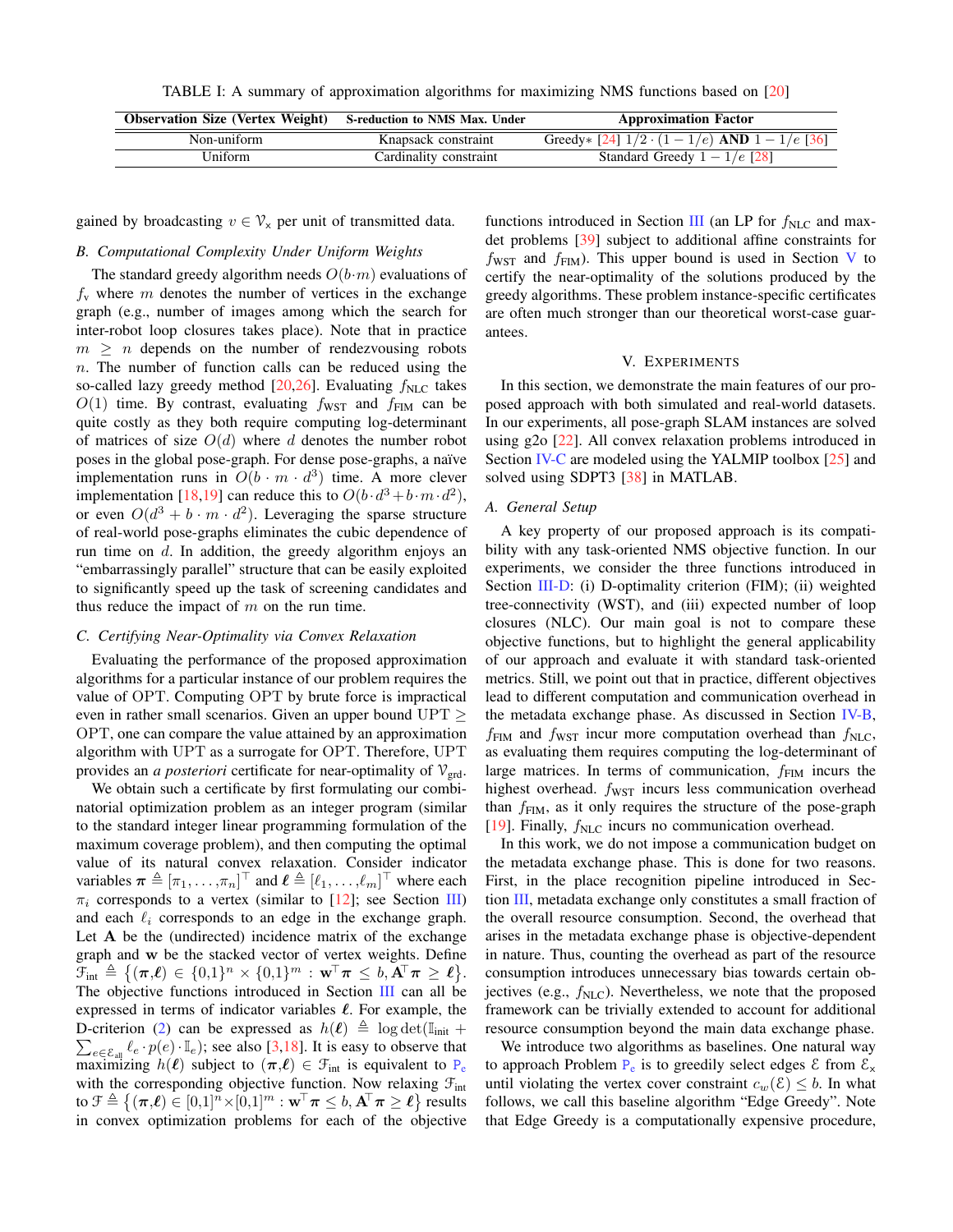TABLE I: A summary of approximation algorithms for maximizing NMS functions based on [20]

| Observation Size (Vertex Weight) | S-reduction to NMS Max. Under | Approximation Factor |
|---|---|---|
| Non-uniform | Knapsack constraint | Greedy∗ [24] $1/2 \cdot (1 - 1/e)$ **AND** $1 - 1/e$ [36] |
| Uniform | Cardinality constraint | Standard Greedy $1 - 1/e$ [28] |

gained by broadcasting $v \in \mathcal{V}_\mathsf{x}$ per unit of transmitted data.

### B. Computational Complexity Under Uniform Weights

The standard greedy algorithm needs $O(b \cdot m)$ evaluations of $f_\mathsf{v}$ where $m$ denotes the number of vertices in the exchange graph (e.g., number of images among which the search for inter-robot loop closures takes place). Note that in practice $m \geq n$ depends on the number of rendezvousing robots $n$. The number of function calls can be reduced using the so-called lazy greedy method [20,26]. Evaluating $f_\text{NLC}$ takes $O(1)$ time. By contrast, evaluating $f_\text{WST}$ and $f_\text{FIM}$ can be quite costly as they both require computing log-determinant of matrices of size $O(d)$ where $d$ denotes the number robot poses in the global pose-graph. For dense pose-graphs, a naïve implementation runs in $O(b \cdot m \cdot d^3)$ time. A more clever implementation [18,19] can reduce this to $O(b \cdot d^3 + b \cdot m \cdot d^2)$, or even $O(d^3 + b \cdot m \cdot d^2)$. Leveraging the sparse structure of real-world pose-graphs eliminates the cubic dependence of run time on $d$. In addition, the greedy algorithm enjoys an "embarrassingly parallel" structure that can be easily exploited to significantly speed up the task of screening candidates and thus reduce the impact of $m$ on the run time.

### C. Certifying Near-Optimality via Convex Relaxation

Evaluating the performance of the proposed approximation algorithms for a particular instance of our problem requires the value of OPT. Computing OPT by brute force is impractical even in rather small scenarios. Given an upper bound UPT $\geq$ OPT, one can compare the value attained by an approximation algorithm with UPT as a surrogate for OPT. Therefore, UPT provides an *a posteriori* certificate for near-optimality of $\mathcal{V}_\text{grd}$.

We obtain such a certificate by first formulating our combinatorial optimization problem as an integer program (similar to the standard integer linear programming formulation of the maximum coverage problem), and then computing the optimal value of its natural convex relaxation. Consider indicator variables $\boldsymbol{\pi} \triangleq [\pi_1, \ldots, \pi_n]^\top$ and $\boldsymbol{\ell} \triangleq [\ell_1, \ldots, \ell_m]^\top$ where each $\pi_i$ corresponds to a vertex (similar to [12]; see Section III) and each $\ell_i$ corresponds to an edge in the exchange graph. Let $\mathbf{A}$ be the (undirected) incidence matrix of the exchange graph and $\mathbf{w}$ be the stacked vector of vertex weights. Define $\mathcal{F}_\text{int} \triangleq \left\{(\boldsymbol{\pi}, \boldsymbol{\ell}) \in \{0,1\}^n \times \{0,1\}^m : \mathbf{w}^\top \boldsymbol{\pi} \leq b, \mathbf{A}^\top \boldsymbol{\pi} \geq \boldsymbol{\ell}\right\}$. The objective functions introduced in Section III can all be expressed in terms of indicator variables $\boldsymbol{\ell}$. For example, the D-criterion (2) can be expressed as $h(\boldsymbol{\ell}) \triangleq \log\det(\mathbb{I}_\text{init} + \sum_{e \in \mathcal{E}_\text{all}} \ell_e \cdot p(e) \cdot \mathbb{I}_e)$; see also [3,18]. It is easy to observe that maximizing $h(\boldsymbol{\ell})$ subject to $(\boldsymbol{\pi}, \boldsymbol{\ell}) \in \mathcal{F}_\text{int}$ is equivalent to $\mathsf{P}_\mathsf{e}$ with the corresponding objective function. Now relaxing $\mathcal{F}_\text{int}$ to $\mathcal{F} \triangleq \left\{(\boldsymbol{\pi}, \boldsymbol{\ell}) \in [0,1]^n \times [0,1]^m : \mathbf{w}^\top \boldsymbol{\pi} \leq b, \mathbf{A}^\top \boldsymbol{\pi} \geq \boldsymbol{\ell}\right\}$ results in convex optimization problems for each of the objective functions introduced in Section III (an LP for $f_\text{NLC}$ and max-det problems [39] subject to additional affine constraints for $f_\text{WST}$ and $f_\text{FIM}$). This upper bound is used in Section V to certify the near-optimality of the solutions produced by the greedy algorithms. These problem instance-specific certificates are often much stronger than our theoretical worst-case guarantees.

## V. Experiments

In this section, we demonstrate the main features of our proposed approach with both simulated and real-world datasets. In our experiments, all pose-graph SLAM instances are solved using g2o [22]. All convex relaxation problems introduced in Section IV-C are modeled using the YALMIP toolbox [25] and solved using SDPT3 [38] in MATLAB.

### A. General Setup

A key property of our proposed approach is its compatibility with any task-oriented NMS objective function. In our experiments, we consider the three functions introduced in Section III-D: (i) D-optimality criterion (FIM); (ii) weighted tree-connectivity (WST), and (iii) expected number of loop closures (NLC). Our main goal is not to compare these objective functions, but to highlight the general applicability of our approach and evaluate it with standard task-oriented metrics. Still, we point out that in practice, different objectives lead to different computation and communication overhead in the metadata exchange phase. As discussed in Section IV-B, $f_\text{FIM}$ and $f_\text{WST}$ incur more computation overhead than $f_\text{NLC}$, as evaluating them requires computing the log-determinant of large matrices. In terms of communication, $f_\text{FIM}$ incurs the highest overhead. $f_\text{WST}$ incurs less communication overhead than $f_\text{FIM}$, as it only requires the structure of the pose-graph [19]. Finally, $f_\text{NLC}$ incurs no communication overhead.

In this work, we do not impose a communication budget on the metadata exchange phase. This is done for two reasons. First, in the place recognition pipeline introduced in Section III, metadata exchange only constitutes a small fraction of the overall resource consumption. Second, the overhead that arises in the metadata exchange phase is objective-dependent in nature. Thus, counting the overhead as part of the resource consumption introduces unnecessary bias towards certain objectives (e.g., $f_\text{NLC}$). Nevertheless, we note that the proposed framework can be trivially extended to account for additional resource consumption beyond the main data exchange phase.

We introduce two algorithms as baselines. One natural way to approach Problem $\mathsf{P}_\mathsf{e}$ is to greedily select edges $\mathcal{E}$ from $\mathcal{E}_\times$ until violating the vertex cover constraint $c_w(\mathcal{E}) \leq b$. In what follows, we call this baseline algorithm "Edge Greedy". Note that Edge Greedy is a computationally expensive procedure,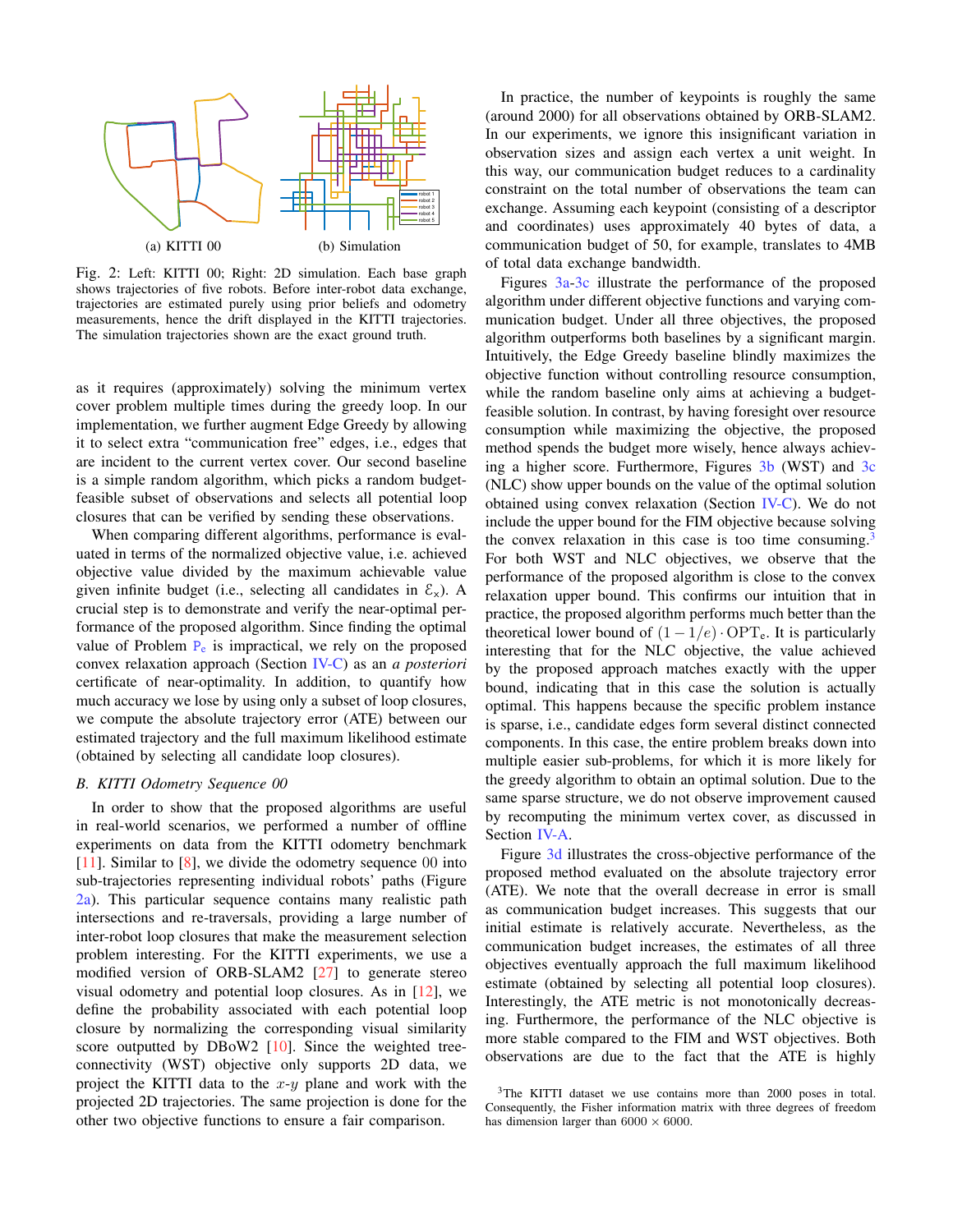(a) KITTI 00

(b) Simulation

Fig. 2: Left: KITTI 00; Right: 2D simulation. Each base graph shows trajectories of five robots. Before inter-robot data exchange, trajectories are estimated purely using prior beliefs and odometry measurements, hence the drift displayed in the KITTI trajectories. The simulation trajectories shown are the exact ground truth.

as it requires (approximately) solving the minimum vertex cover problem multiple times during the greedy loop. In our implementation, we further augment Edge Greedy by allowing it to select extra "communication free" edges, i.e., edges that are incident to the current vertex cover. Our second baseline is a simple random algorithm, which picks a random budget-feasible subset of observations and selects all potential loop closures that can be verified by sending these observations.

When comparing different algorithms, performance is evaluated in terms of the normalized objective value, i.e. achieved objective value divided by the maximum achievable value given infinite budget (i.e., selecting all candidates in $\mathcal{E}_x$). A crucial step is to demonstrate and verify the near-optimal performance of the proposed algorithm. Since finding the optimal value of Problem $\mathsf{P_e}$ is impractical, we rely on the proposed convex relaxation approach (Section IV-C) as an *a posteriori* certificate of near-optimality. In addition, to quantify how much accuracy we lose by using only a subset of loop closures, we compute the absolute trajectory error (ATE) between our estimated trajectory and the full maximum likelihood estimate (obtained by selecting all candidate loop closures).

### B. KITTI Odometry Sequence 00

In order to show that the proposed algorithms are useful in real-world scenarios, we performed a number of offline experiments on data from the KITTI odometry benchmark [11]. Similar to [8], we divide the odometry sequence 00 into sub-trajectories representing individual robots' paths (Figure 2a). This particular sequence contains many realistic path intersections and re-traversals, providing a large number of inter-robot loop closures that make the measurement selection problem interesting. For the KITTI experiments, we use a modified version of ORB-SLAM2 [27] to generate stereo visual odometry and potential loop closures. As in [12], we define the probability associated with each potential loop closure by normalizing the corresponding visual similarity score outputted by DBoW2 [10]. Since the weighted tree-connectivity (WST) objective only supports 2D data, we project the KITTI data to the $x$-$y$ plane and work with the projected 2D trajectories. The same projection is done for the other two objective functions to ensure a fair comparison.

In practice, the number of keypoints is roughly the same (around 2000) for all observations obtained by ORB-SLAM2. In our experiments, we ignore this insignificant variation in observation sizes and assign each vertex a unit weight. In this way, our communication budget reduces to a cardinality constraint on the total number of observations the team can exchange. Assuming each keypoint (consisting of a descriptor and coordinates) uses approximately 40 bytes of data, a communication budget of 50, for example, translates to 4MB of total data exchange bandwidth.

Figures 3a-3c illustrate the performance of the proposed algorithm under different objective functions and varying communication budget. Under all three objectives, the proposed algorithm outperforms both baselines by a significant margin. Intuitively, the Edge Greedy baseline blindly maximizes the objective function without controlling resource consumption, while the random baseline only aims at achieving a budget-feasible solution. In contrast, by having foresight over resource consumption while maximizing the objective, the proposed method spends the budget more wisely, hence always achieving a higher score. Furthermore, Figures 3b (WST) and 3c (NLC) show upper bounds on the value of the optimal solution obtained using convex relaxation (Section IV-C). We do not include the upper bound for the FIM objective because solving the convex relaxation in this case is too time consuming.[3] For both WST and NLC objectives, we observe that the performance of the proposed algorithm is close to the convex relaxation upper bound. This confirms our intuition that in practice, the proposed algorithm performs much better than the theoretical lower bound of $(1 - 1/e) \cdot \mathrm{OPT_e}$. It is particularly interesting that for the NLC objective, the value achieved by the proposed approach matches exactly with the upper bound, indicating that in this case the solution is actually optimal. This happens because the specific problem instance is sparse, i.e., candidate edges form several distinct connected components. In this case, the entire problem breaks down into multiple easier sub-problems, for which it is more likely for the greedy algorithm to obtain an optimal solution. Due to the same sparse structure, we do not observe improvement caused by recomputing the minimum vertex cover, as discussed in Section IV-A.

Figure 3d illustrates the cross-objective performance of the proposed method evaluated on the absolute trajectory error (ATE). We note that the overall decrease in error is small as communication budget increases. This suggests that our initial estimate is relatively accurate. Nevertheless, as the communication budget increases, the estimates of all three objectives eventually approach the full maximum likelihood estimate (obtained by selecting all potential loop closures). Interestingly, the ATE metric is not monotonically decreasing. Furthermore, the performance of the NLC objective is more stable compared to the FIM and WST objectives. Both observations are due to the fact that the ATE is highly

[3] The KITTI dataset we use contains more than 2000 poses in total. Consequently, the Fisher information matrix with three degrees of freedom has dimension larger than $6000 \times 6000$.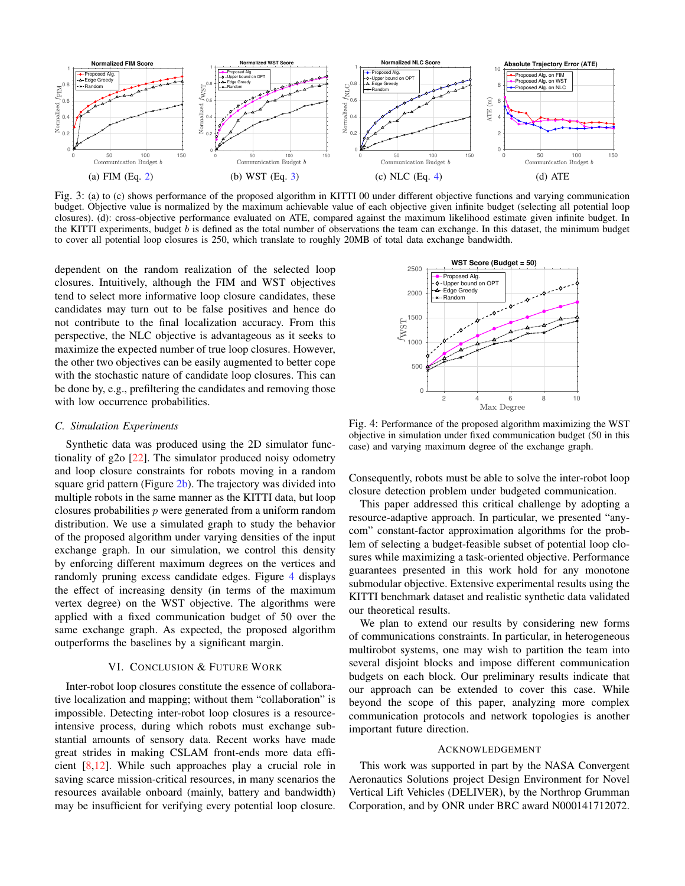Fig. 3: (a) to (c) shows performance of the proposed algorithm in KITTI 00 under different objective functions and varying communication budget. Objective value is normalized by the maximum achievable value of each objective given infinite budget (selecting all potential loop closures). (d): cross-objective performance evaluated on ATE, compared against the maximum likelihood estimate given infinite budget. In the KITTI experiments, budget $b$ is defined as the total number of observations the team can exchange. In this dataset, the minimum budget to cover all potential loop closures is 250, which translate to roughly 20MB of total data exchange bandwidth.

dependent on the random realization of the selected loop closures. Intuitively, although the FIM and WST objectives tend to select more informative loop closure candidates, these candidates may turn out to be false positives and hence do not contribute to the final localization accuracy. From this perspective, the NLC objective is advantageous as it seeks to maximize the expected number of true loop closures. However, the other two objectives can be easily augmented to better cope with the stochastic nature of candidate loop closures. This can be done by, e.g., prefiltering the candidates and removing those with low occurrence probabilities.

### C. Simulation Experiments

Synthetic data was produced using the 2D simulator functionality of g2o [22]. The simulator produced noisy odometry and loop closure constraints for robots moving in a random square grid pattern (Figure 2b). The trajectory was divided into multiple robots in the same manner as the KITTI data, but loop closures probabilities $p$ were generated from a uniform random distribution. We use a simulated graph to study the behavior of the proposed algorithm under varying densities of the input exchange graph. In our simulation, we control this density by enforcing different maximum degrees on the vertices and randomly pruning excess candidate edges. Figure 4 displays the effect of increasing density (in terms of the maximum vertex degree) on the WST objective. The algorithms were applied with a fixed communication budget of 50 over the same exchange graph. As expected, the proposed algorithm outperforms the baselines by a significant margin.

Fig. 4: Performance of the proposed algorithm maximizing the WST objective in simulation under fixed communication budget (50 in this case) and varying maximum degree of the exchange graph.

## VI. Conclusion & Future Work

Inter-robot loop closures constitute the essence of collaborative localization and mapping; without them "collaboration" is impossible. Detecting inter-robot loop closures is a resource-intensive process, during which robots must exchange substantial amounts of sensory data. Recent works have made great strides in making CSLAM front-ends more data efficient [8,12]. While such approaches play a crucial role in saving scarce mission-critical resources, in many scenarios the resources available onboard (mainly, battery and bandwidth) may be insufficient for verifying every potential loop closure. Consequently, robots must be able to solve the inter-robot loop closure detection problem under budgeted communication.

This paper addressed this critical challenge by adopting a resource-adaptive approach. In particular, we presented "any-com" constant-factor approximation algorithms for the problem of selecting a budget-feasible subset of potential loop closures while maximizing a task-oriented objective. Performance guarantees presented in this work hold for any monotone submodular objective. Extensive experimental results using the KITTI benchmark dataset and realistic synthetic data validated our theoretical results.

We plan to extend our results by considering new forms of communications constraints. In particular, in heterogeneous multirobot systems, one may wish to partition the team into several disjoint blocks and impose different communication budgets on each block. Our preliminary results indicate that our approach can be extended to cover this case. While beyond the scope of this paper, analyzing more complex communication protocols and network topologies is another important future direction.

## Acknowledgement

This work was supported in part by the NASA Convergent Aeronautics Solutions project Design Environment for Novel Vertical Lift Vehicles (DELIVER), by the Northrop Grumman Corporation, and by ONR under BRC award N000141712072.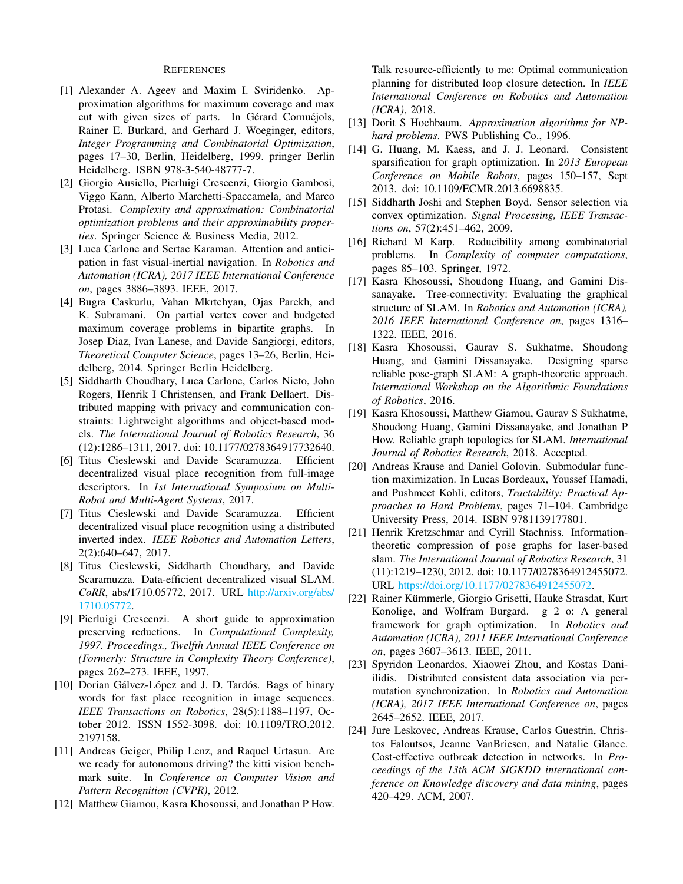# References

[1] Alexander A. Ageev and Maxim I. Sviridenko. Approximation algorithms for maximum coverage and max cut with given sizes of parts. In Gérard Cornuéjols, Rainer E. Burkard, and Gerhard J. Woeginger, editors, *Integer Programming and Combinatorial Optimization*, pages 17–30, Berlin, Heidelberg, 1999. pringer Berlin Heidelberg. ISBN 978-3-540-48777-7.

[2] Giorgio Ausiello, Pierluigi Crescenzi, Giorgio Gambosi, Viggo Kann, Alberto Marchetti-Spaccamela, and Marco Protasi. *Complexity and approximation: Combinatorial optimization problems and their approximability properties*. Springer Science & Business Media, 2012.

[3] Luca Carlone and Sertac Karaman. Attention and anticipation in fast visual-inertial navigation. In *Robotics and Automation (ICRA), 2017 IEEE International Conference on*, pages 3886–3893. IEEE, 2017.

[4] Bugra Caskurlu, Vahan Mkrtchyan, Ojas Parekh, and K. Subramani. On partial vertex cover and budgeted maximum coverage problems in bipartite graphs. In Josep Diaz, Ivan Lanese, and Davide Sangiorgi, editors, *Theoretical Computer Science*, pages 13–26, Berlin, Heidelberg, 2014. Springer Berlin Heidelberg.

[5] Siddharth Choudhary, Luca Carlone, Carlos Nieto, John Rogers, Henrik I Christensen, and Frank Dellaert. Distributed mapping with privacy and communication constraints: Lightweight algorithms and object-based models. *The International Journal of Robotics Research*, 36 (12):1286–1311, 2017. doi: 10.1177/0278364917732640.

[6] Titus Cieslewski and Davide Scaramuzza. Efficient decentralized visual place recognition from full-image descriptors. In *1st International Symposium on Multi-Robot and Multi-Agent Systems*, 2017.

[7] Titus Cieslewski and Davide Scaramuzza. Efficient decentralized visual place recognition using a distributed inverted index. *IEEE Robotics and Automation Letters*, 2(2):640–647, 2017.

[8] Titus Cieslewski, Siddharth Choudhary, and Davide Scaramuzza. Data-efficient decentralized visual SLAM. *CoRR*, abs/1710.05772, 2017. URL http://arxiv.org/abs/1710.05772.

[9] Pierluigi Crescenzi. A short guide to approximation preserving reductions. In *Computational Complexity, 1997. Proceedings., Twelfth Annual IEEE Conference on (Formerly: Structure in Complexity Theory Conference)*, pages 262–273. IEEE, 1997.

[10] Dorian Gálvez-López and J. D. Tardós. Bags of binary words for fast place recognition in image sequences. *IEEE Transactions on Robotics*, 28(5):1188–1197, October 2012. ISSN 1552-3098. doi: 10.1109/TRO.2012.2197158.

[11] Andreas Geiger, Philip Lenz, and Raquel Urtasun. Are we ready for autonomous driving? the kitti vision benchmark suite. In *Conference on Computer Vision and Pattern Recognition (CVPR)*, 2012.

[12] Matthew Giamou, Kasra Khosoussi, and Jonathan P How. Talk resource-efficiently to me: Optimal communication planning for distributed loop closure detection. In *IEEE International Conference on Robotics and Automation (ICRA)*, 2018.

[13] Dorit S Hochbaum. *Approximation algorithms for NP-hard problems*. PWS Publishing Co., 1996.

[14] G. Huang, M. Kaess, and J. J. Leonard. Consistent sparsification for graph optimization. In *2013 European Conference on Mobile Robots*, pages 150–157, Sept 2013. doi: 10.1109/ECMR.2013.6698835.

[15] Siddharth Joshi and Stephen Boyd. Sensor selection via convex optimization. *Signal Processing, IEEE Transactions on*, 57(2):451–462, 2009.

[16] Richard M Karp. Reducibility among combinatorial problems. In *Complexity of computer computations*, pages 85–103. Springer, 1972.

[17] Kasra Khosoussi, Shoudong Huang, and Gamini Dissanayake. Tree-connectivity: Evaluating the graphical structure of SLAM. In *Robotics and Automation (ICRA), 2016 IEEE International Conference on*, pages 1316–1322. IEEE, 2016.

[18] Kasra Khosoussi, Gaurav S. Sukhatme, Shoudong Huang, and Gamini Dissanayake. Designing sparse reliable pose-graph SLAM: A graph-theoretic approach. *International Workshop on the Algorithmic Foundations of Robotics*, 2016.

[19] Kasra Khosoussi, Matthew Giamou, Gaurav S Sukhatme, Shoudong Huang, Gamini Dissanayake, and Jonathan P How. Reliable graph topologies for SLAM. *International Journal of Robotics Research*, 2018. Accepted.

[20] Andreas Krause and Daniel Golovin. Submodular function maximization. In Lucas Bordeaux, Youssef Hamadi, and Pushmeet Kohli, editors, *Tractability: Practical Approaches to Hard Problems*, pages 71–104. Cambridge University Press, 2014. ISBN 9781139177801.

[21] Henrik Kretzschmar and Cyrill Stachniss. Information-theoretic compression of pose graphs for laser-based slam. *The International Journal of Robotics Research*, 31 (11):1219–1230, 2012. doi: 10.1177/0278364912455072. URL https://doi.org/10.1177/0278364912455072.

[22] Rainer Kümmerle, Giorgio Grisetti, Hauke Strasdat, Kurt Konolige, and Wolfram Burgard. g 2 o: A general framework for graph optimization. In *Robotics and Automation (ICRA), 2011 IEEE International Conference on*, pages 3607–3613. IEEE, 2011.

[23] Spyridon Leonardos, Xiaowei Zhou, and Kostas Daniilidis. Distributed consistent data association via permutation synchronization. In *Robotics and Automation (ICRA), 2017 IEEE International Conference on*, pages 2645–2652. IEEE, 2017.

[24] Jure Leskovec, Andreas Krause, Carlos Guestrin, Christos Faloutsos, Jeanne VanBriesen, and Natalie Glance. Cost-effective outbreak detection in networks. In *Proceedings of the 13th ACM SIGKDD international conference on Knowledge discovery and data mining*, pages 420–429. ACM, 2007.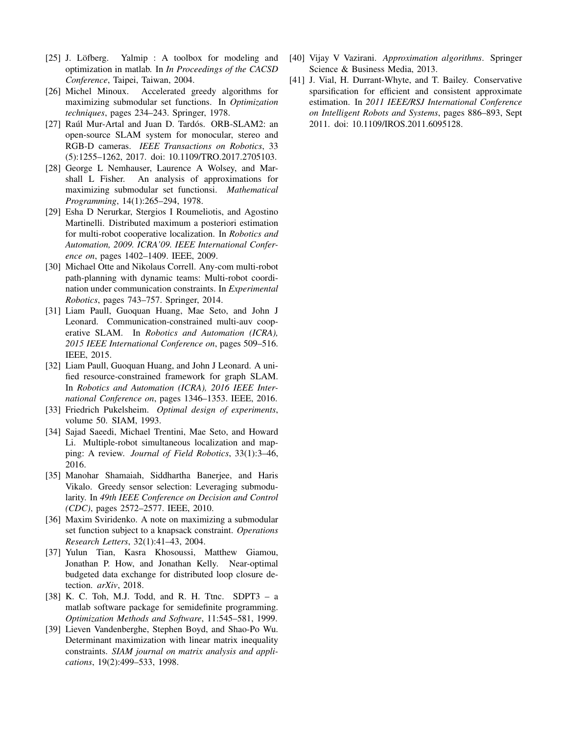[25] J. Löfberg. Yalmip : A toolbox for modeling and optimization in matlab. In *In Proceedings of the CACSD Conference*, Taipei, Taiwan, 2004.

[26] Michel Minoux. Accelerated greedy algorithms for maximizing submodular set functions. In *Optimization techniques*, pages 234–243. Springer, 1978.

[27] Raúl Mur-Artal and Juan D. Tardós. ORB-SLAM2: an open-source SLAM system for monocular, stereo and RGB-D cameras. *IEEE Transactions on Robotics*, 33 (5):1255–1262, 2017. doi: 10.1109/TRO.2017.2705103.

[28] George L Nemhauser, Laurence A Wolsey, and Marshall L Fisher. An analysis of approximations for maximizing submodular set functionsi. *Mathematical Programming*, 14(1):265–294, 1978.

[29] Esha D Nerurkar, Stergios I Roumeliotis, and Agostino Martinelli. Distributed maximum a posteriori estimation for multi-robot cooperative localization. In *Robotics and Automation, 2009. ICRA'09. IEEE International Conference on*, pages 1402–1409. IEEE, 2009.

[30] Michael Otte and Nikolaus Correll. Any-com multi-robot path-planning with dynamic teams: Multi-robot coordination under communication constraints. In *Experimental Robotics*, pages 743–757. Springer, 2014.

[31] Liam Paull, Guoquan Huang, Mae Seto, and John J Leonard. Communication-constrained multi-auv cooperative SLAM. In *Robotics and Automation (ICRA), 2015 IEEE International Conference on*, pages 509–516. IEEE, 2015.

[32] Liam Paull, Guoquan Huang, and John J Leonard. A unified resource-constrained framework for graph SLAM. In *Robotics and Automation (ICRA), 2016 IEEE International Conference on*, pages 1346–1353. IEEE, 2016.

[33] Friedrich Pukelsheim. *Optimal design of experiments*, volume 50. SIAM, 1993.

[34] Sajad Saeedi, Michael Trentini, Mae Seto, and Howard Li. Multiple-robot simultaneous localization and mapping: A review. *Journal of Field Robotics*, 33(1):3–46, 2016.

[35] Manohar Shamaiah, Siddhartha Banerjee, and Haris Vikalo. Greedy sensor selection: Leveraging submodularity. In *49th IEEE Conference on Decision and Control (CDC)*, pages 2572–2577. IEEE, 2010.

[36] Maxim Sviridenko. A note on maximizing a submodular set function subject to a knapsack constraint. *Operations Research Letters*, 32(1):41–43, 2004.

[37] Yulun Tian, Kasra Khosoussi, Matthew Giamou, Jonathan P. How, and Jonathan Kelly. Near-optimal budgeted data exchange for distributed loop closure detection. *arXiv*, 2018.

[38] K. C. Toh, M.J. Todd, and R. H. Ttnc. SDPT3 – a matlab software package for semidefinite programming. *Optimization Methods and Software*, 11:545–581, 1999.

[39] Lieven Vandenberghe, Stephen Boyd, and Shao-Po Wu. Determinant maximization with linear matrix inequality constraints. *SIAM journal on matrix analysis and applications*, 19(2):499–533, 1998.

[40] Vijay V Vazirani. *Approximation algorithms*. Springer Science & Business Media, 2013.

[41] J. Vial, H. Durrant-Whyte, and T. Bailey. Conservative sparsification for efficient and consistent approximate estimation. In *2011 IEEE/RSJ International Conference on Intelligent Robots and Systems*, pages 886–893, Sept 2011. doi: 10.1109/IROS.2011.6095128.